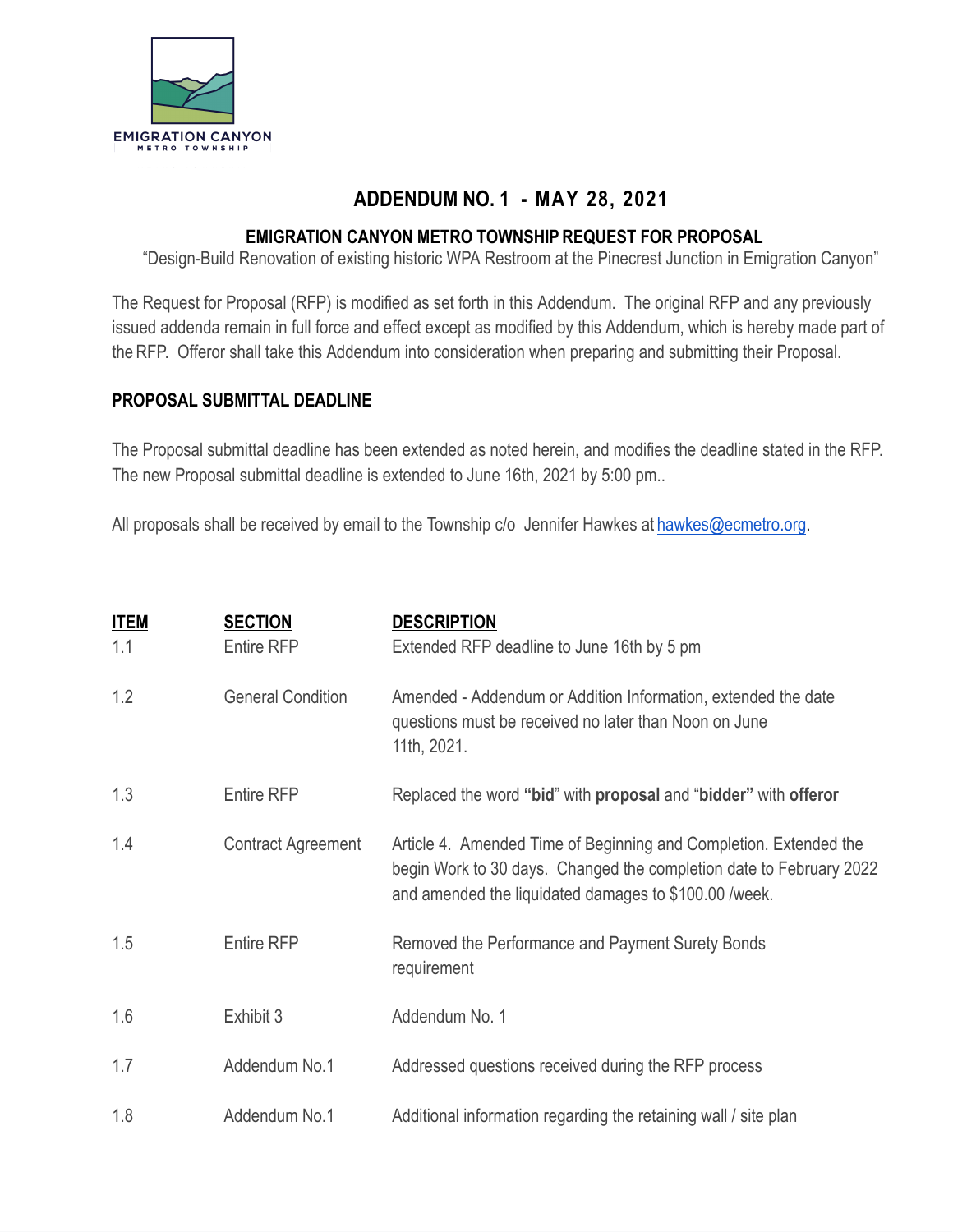EMIGRATION CANYON
METRO TOWNSHIP

# ADDENDUM NO. 1 - MAY 28, 2021

## EMIGRATION CANYON METRO TOWNSHIP REQUEST FOR PROPOSAL

"Design-Build Renovation of existing historic WPA Restroom at the Pinecrest Junction in Emigration Canyon"

The Request for Proposal (RFP) is modified as set forth in this Addendum. The original RFP and any previously issued addenda remain in full force and effect except as modified by this Addendum, which is hereby made part of the RFP. Offeror shall take this Addendum into consideration when preparing and submitting their Proposal.

### PROPOSAL SUBMITTAL DEADLINE

The Proposal submittal deadline has been extended as noted herein, and modifies the deadline stated in the RFP. The new Proposal submittal deadline is extended to June 16th, 2021 by 5:00 pm..

All proposals shall be received by email to the Township c/o Jennifer Hawkes at hawkes@ecmetro.org.

| ITEM | SECTION | DESCRIPTION |
| --- | --- | --- |
| 1.1 | Entire RFP | Extended RFP deadline to June 16th by 5 pm |
| 1.2 | General Condition | Amended - Addendum or Addition Information, extended the date questions must be received no later than Noon on June 11th, 2021. |
| 1.3 | Entire RFP | Replaced the word **"bid"** with **proposal** and "**bidder"** with **offeror** |
| 1.4 | Contract Agreement | Article 4. Amended Time of Beginning and Completion. Extended the begin Work to 30 days. Changed the completion date to February 2022 and amended the liquidated damages to $100.00 /week. |
| 1.5 | Entire RFP | Removed the Performance and Payment Surety Bonds requirement |
| 1.6 | Exhibit 3 | Addendum No. 1 |
| 1.7 | Addendum No.1 | Addressed questions received during the RFP process |
| 1.8 | Addendum No.1 | Additional information regarding the retaining wall / site plan |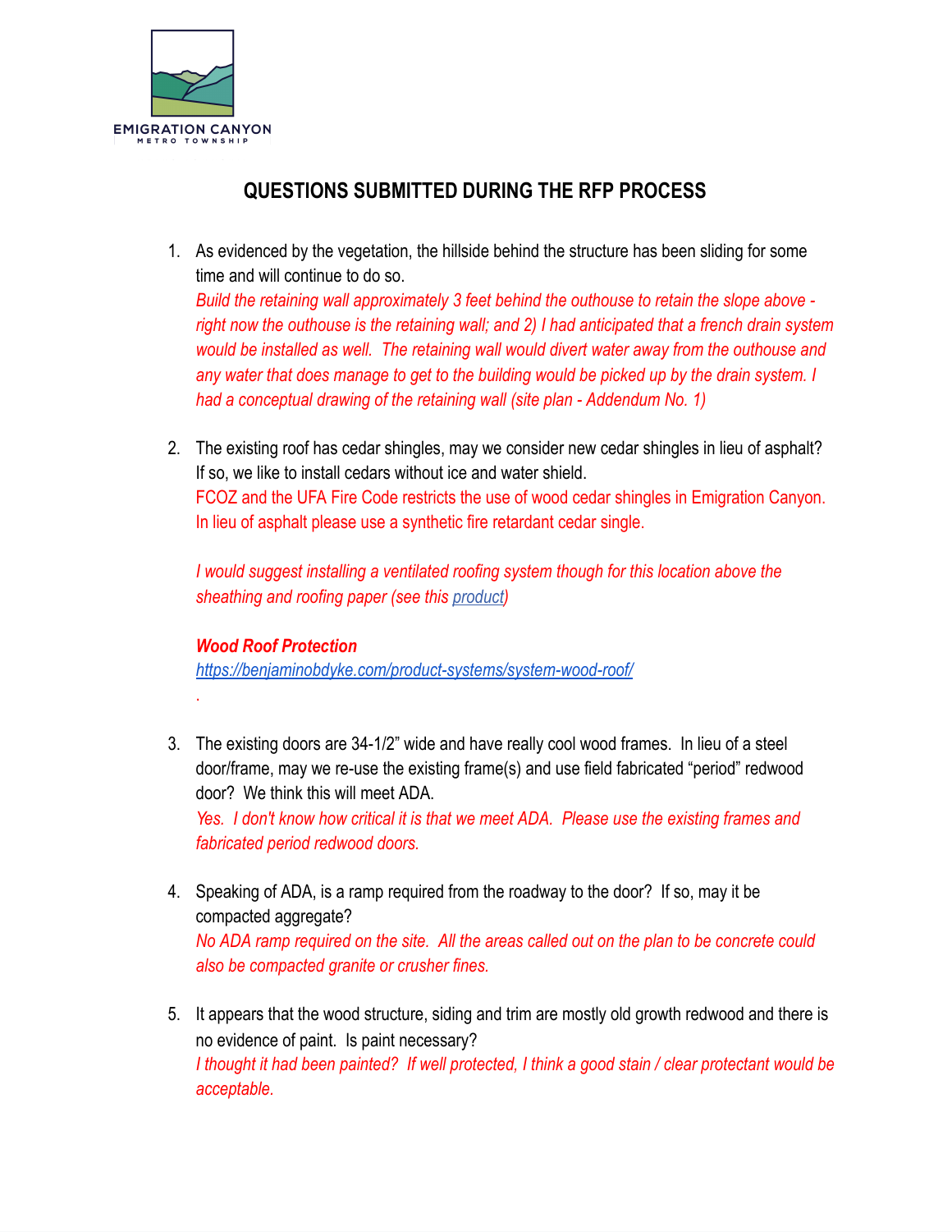EMIGRATION CANYON
METRO TOWNSHIP

## QUESTIONS SUBMITTED DURING THE RFP PROCESS

1. As evidenced by the vegetation, the hillside behind the structure has been sliding for some time and will continue to do so.
   *Build the retaining wall approximately 3 feet behind the outhouse to retain the slope above - right now the outhouse is the retaining wall; and 2) I had anticipated that a french drain system would be installed as well. The retaining wall would divert water away from the outhouse and any water that does manage to get to the building would be picked up by the drain system. I had a conceptual drawing of the retaining wall (site plan - Addendum No. 1)*

2. The existing roof has cedar shingles, may we consider new cedar shingles in lieu of asphalt? If so, we like to install cedars without ice and water shield.
   FCOZ and the UFA Fire Code restricts the use of wood cedar shingles in Emigration Canyon. In lieu of asphalt please use a synthetic fire retardant cedar single.

   *I would suggest installing a ventilated roofing system though for this location above the sheathing and roofing paper (see this [product](https://benjaminobdyke.com/product-systems/system-wood-roof/))*

   ***Wood Roof Protection***
   *[https://benjaminobdyke.com/product-systems/system-wood-roof/](https://benjaminobdyke.com/product-systems/system-wood-roof/)*
   .

3. The existing doors are 34-1/2" wide and have really cool wood frames. In lieu of a steel door/frame, may we re-use the existing frame(s) and use field fabricated "period" redwood door? We think this will meet ADA.
   *Yes. I don't know how critical it is that we meet ADA. Please use the existing frames and fabricated period redwood doors.*

4. Speaking of ADA, is a ramp required from the roadway to the door? If so, may it be compacted aggregate?
   *No ADA ramp required on the site. All the areas called out on the plan to be concrete could also be compacted granite or crusher fines.*

5. It appears that the wood structure, siding and trim are mostly old growth redwood and there is no evidence of paint. Is paint necessary?
   *I thought it had been painted? If well protected, I think a good stain / clear protectant would be acceptable.*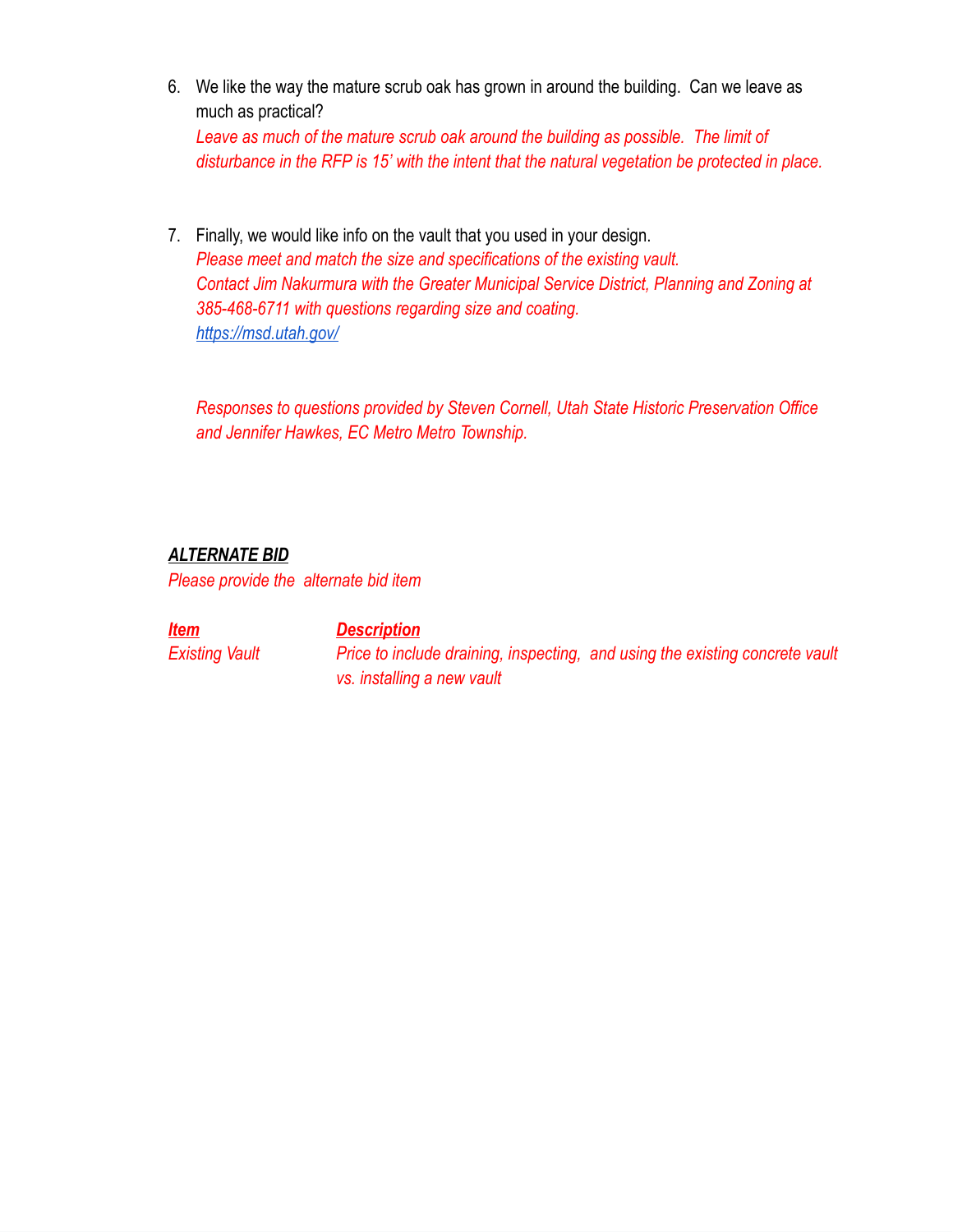6. We like the way the mature scrub oak has grown in around the building. Can we leave as much as practical?
   *Leave as much of the mature scrub oak around the building as possible. The limit of disturbance in the RFP is 15' with the intent that the natural vegetation be protected in place.*

7. Finally, we would like info on the vault that you used in your design.
   *Please meet and match the size and specifications of the existing vault.*
   *Contact Jim Nakurmura with the Greater Municipal Service District, Planning and Zoning at 385-468-6711 with questions regarding size and coating.*
   [https://msd.utah.gov/](https://msd.utah.gov/)

   *Responses to questions provided by Steven Cornell, Utah State Historic Preservation Office and Jennifer Hawkes, EC Metro Metro Township.*

***ALTERNATE BID***

*Please provide the alternate bid item*

| ***Item*** | ***Description*** |
| --- | --- |
| *Existing Vault* | *Price to include draining, inspecting, and using the existing concrete vault vs. installing a new vault* |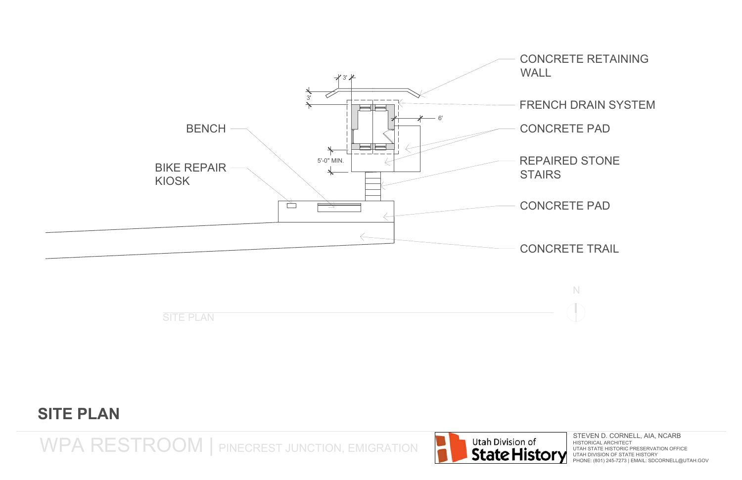CONCRETE RETAINING WALL

FRENCH DRAIN SYSTEM

CONCRETE PAD

REPAIRED STONE STAIRS

CONCRETE PAD

CONCRETE TRAIL

BENCH

BIKE REPAIR KIOSK

3'

3'

6'

5'-0" MIN.

SITE PLAN

N

# SITE PLAN

WPA RESTROOM | PINECREST JUNCTION, EMIGRATION

Utah Division of State History

STEVEN D. CORNELL, AIA, NCARB
HISTORICAL ARCHITECT
UTAH STATE HISTORIC PRESERVATION OFFICE
UTAH DIVISION OF STATE HISTORY
PHONE: (801) 245-7273 | EMAIL: SDCORNELL@UTAH.GOV